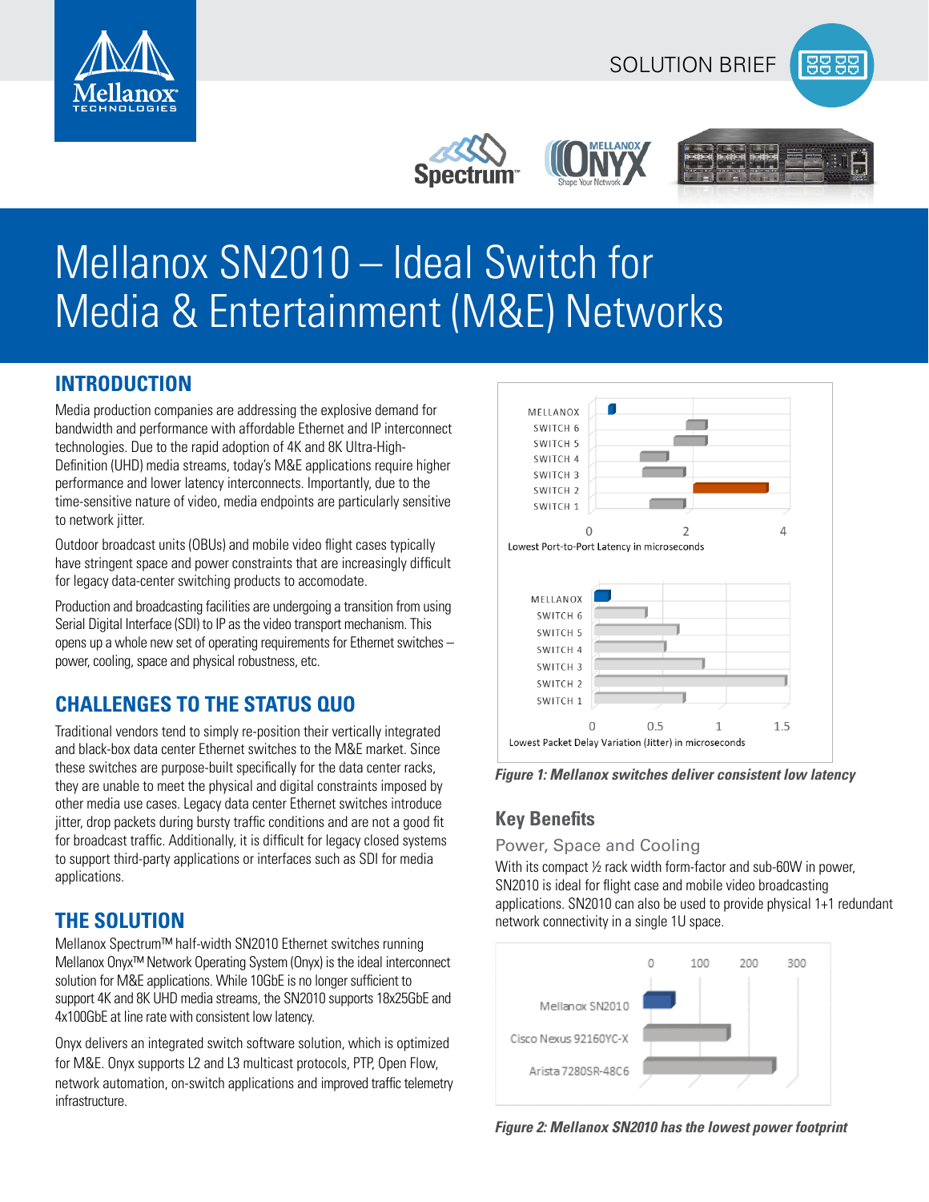SOLUTION BRIEF

# Mellanox SN2010 – Ideal Switch for Media & Entertainment (M&E) Networks

## INTRODUCTION

Media production companies are addressing the explosive demand for bandwidth and performance with affordable Ethernet and IP interconnect technologies. Due to the rapid adoption of 4K and 8K Ultra-High-Definition (UHD) media streams, today's M&E applications require higher performance and lower latency interconnects. Importantly, due to the time-sensitive nature of video, media endpoints are particularly sensitive to network jitter.

Outdoor broadcast units (OBUs) and mobile video flight cases typically have stringent space and power constraints that are increasingly difficult for legacy data-center switching products to accomodate.

Production and broadcasting facilities are undergoing a transition from using Serial Digital Interface (SDI) to IP as the video transport mechanism. This opens up a whole new set of operating requirements for Ethernet switches – power, cooling, space and physical robustness, etc.

## CHALLENGES TO THE STATUS QUO

Traditional vendors tend to simply re-position their vertically integrated and black-box data center Ethernet switches to the M&E market. Since these switches are purpose-built specifically for the data center racks, they are unable to meet the physical and digital constraints imposed by other media use cases. Legacy data center Ethernet switches introduce jitter, drop packets during bursty traffic conditions and are not a good fit for broadcast traffic. Additionally, it is difficult for legacy closed systems to support third-party applications or interfaces such as SDI for media applications.

## THE SOLUTION

Mellanox Spectrum™ half-width SN2010 Ethernet switches running Mellanox Onyx™ Network Operating System (Onyx) is the ideal interconnect solution for M&E applications. While 10GbE is no longer sufficient to support 4K and 8K UHD media streams, the SN2010 supports 18x25GbE and 4x100GbE at line rate with consistent low latency.

Onyx delivers an integrated switch software solution, which is optimized for M&E. Onyx supports L2 and L3 multicast protocols, PTP, Open Flow, network automation, on-switch applications and improved traffic telemetry infrastructure.

*Figure 1: Mellanox switches deliver consistent low latency*

## Key Benefits

### Power, Space and Cooling

With its compact ½ rack width form-factor and sub-60W in power, SN2010 is ideal for flight case and mobile video broadcasting applications. SN2010 can also be used to provide physical 1+1 redundant network connectivity in a single 1U space.

*Figure 2: Mellanox SN2010 has the lowest power footprint*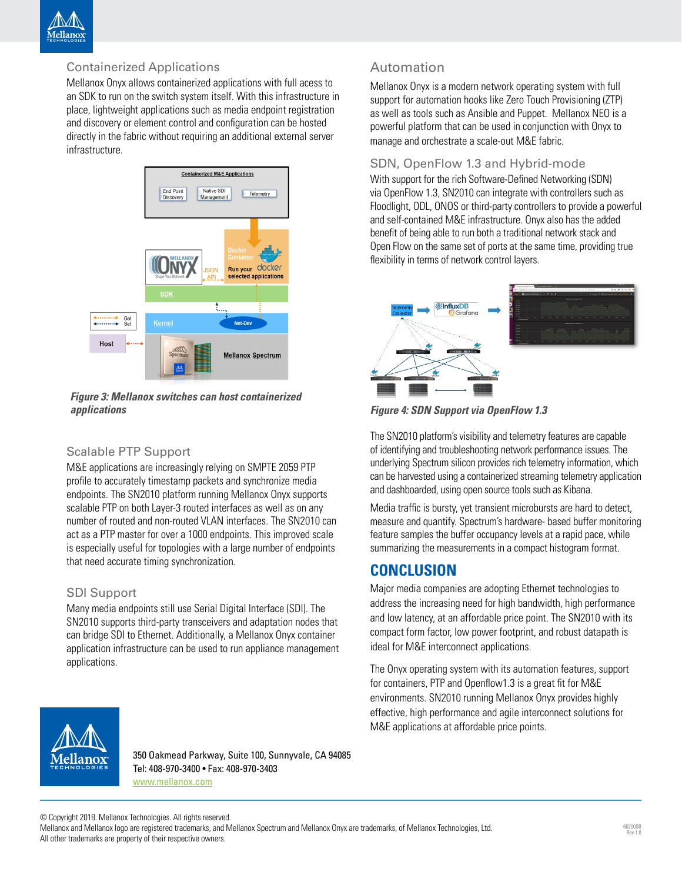## Containerized Applications

Mellanox Onyx allows containerized applications with full acess to an SDK to run on the switch system itself. With this infrastructure in place, lightweight applications such as media endpoint registration and discovery or element control and configuration can be hosted directly in the fabric without requiring an additional external server infrastructure.

Containerized M&E Applications

End Point Discovery

Native SDI Managament

Telemetry

Docker Container

Run your docker selected applications

MELLANOX ONYX Shape Your Network

JSON API

SDK

Get

Set

Kernel

Net-Dev

Host

Spectrum

Mellanox Spectrum

*Figure 3: Mellanox switches can host containerized applications*

## Scalable PTP Support

M&E applications are increasingly relying on SMPTE 2059 PTP profile to accurately timestamp packets and synchronize media endpoints. The SN2010 platform running Mellanox Onyx supports scalable PTP on both Layer-3 routed interfaces as well as on any number of routed and non-routed VLAN interfaces. The SN2010 can act as a PTP master for over a 1000 endpoints. This improved scale is especially useful for topologies with a large number of endpoints that need accurate timing synchronization.

## SDI Support

Many media endpoints still use Serial Digital Interface (SDI). The SN2010 supports third-party transceivers and adaptation nodes that can bridge SDI to Ethernet. Additionally, a Mellanox Onyx container application infrastructure can be used to run appliance management applications.

## Automation

Mellanox Onyx is a modern network operating system with full support for automation hooks like Zero Touch Provisioning (ZTP) as well as tools such as Ansible and Puppet. Mellanox NEO is a powerful platform that can be used in conjunction with Onyx to manage and orchestrate a scale-out M&E fabric.

## SDN, OpenFlow 1.3 and Hybrid-mode

With support for the rich Software-Defined Networking (SDN) via OpenFlow 1.3, SN2010 can integrate with controllers such as Floodlight, ODL, ONOS or third-party controllers to provide a powerful and self-contained M&E infrastructure. Onyx also has the added benefit of being able to run both a traditional network stack and Open Flow on the same set of ports at the same time, providing true flexibility in terms of network control layers.

Telemetry Collector

InfluxDB

Grafana

*Figure 4: SDN Support via OpenFlow 1.3*

The SN2010 platform's visibility and telemetry features are capable of identifying and troubleshooting network performance issues. The underlying Spectrum silicon provides rich telemetry information, which can be harvested using a containerized streaming telemetry application and dashboarded, using open source tools such as Kibana.

Media traffic is bursty, yet transient microbursts are hard to detect, measure and quantify. Spectrum's hardware- based buffer monitoring feature samples the buffer occupancy levels at a rapid pace, while summarizing the measurements in a compact histogram format.

## CONCLUSION

Major media companies are adopting Ethernet technologies to address the increasing need for high bandwidth, high performance and low latency, at an affordable price point. The SN2010 with its compact form factor, low power footprint, and robust datapath is ideal for M&E interconnect applications.

The Onyx operating system with its automation features, support for containers, PTP and Openflow1.3 is a great fit for M&E environments. SN2010 running Mellanox Onyx provides highly effective, high performance and agile interconnect solutions for M&E applications at affordable price points.

350 Oakmead Parkway, Suite 100, Sunnyvale, CA 94085
Tel: 408-970-3400 • Fax: 408-970-3403
www.mellanox.com

© Copyright 2018. Mellanox Technologies. All rights reserved.
Mellanox and Mellanox logo are registered trademarks, and Mellanox Spectrum and Mellanox Onyx are trademarks, of Mellanox Technologies, Ltd.
All other trademarks are property of their respective owners.

60200SB
Rev 1.0